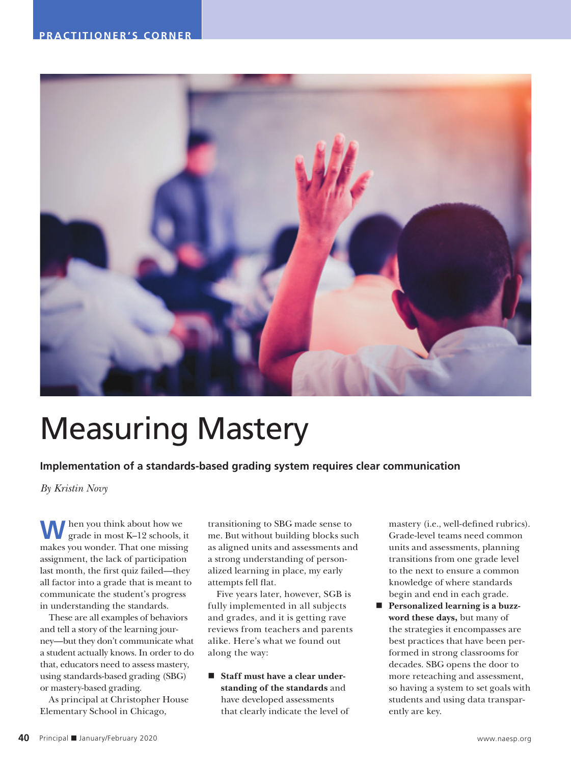# Measuring Mastery

**Implementation of a standards-based grading system requires clear communication**

*By Kristin Novy*

When you think about how we grade in most K–12 schools, it makes you wonder. That one missing assignment, the lack of participation last month, the first quiz failed—they all factor into a grade that is meant to communicate the student's progress in understanding the standards.

These are all examples of behaviors and tell a story of the learning journey—but they don't communicate what a student actually knows. In order to do that, educators need to assess mastery, using standards-based grading (SBG) or mastery-based grading.

As principal at Christopher House Elementary School in Chicago, transitioning to SBG made sense to me. But without building blocks such as aligned units and assessments and a strong understanding of personalized learning in place, my early attempts fell flat.

Five years later, however, SGB is fully implemented in all subjects and grades, and it is getting rave reviews from teachers and parents alike. Here's what we found out along the way:

- **Staff must have a clear understanding of the standards** and have developed assessments that clearly indicate the level of mastery (i.e., well-defined rubrics). Grade-level teams need common units and assessments, planning transitions from one grade level to the next to ensure a common knowledge of where standards begin and end in each grade.
- **Personalized learning is a buzzword these days,** but many of the strategies it encompasses are best practices that have been performed in strong classrooms for decades. SBG opens the door to more reteaching and assessment, so having a system to set goals with students and using data transparently are key.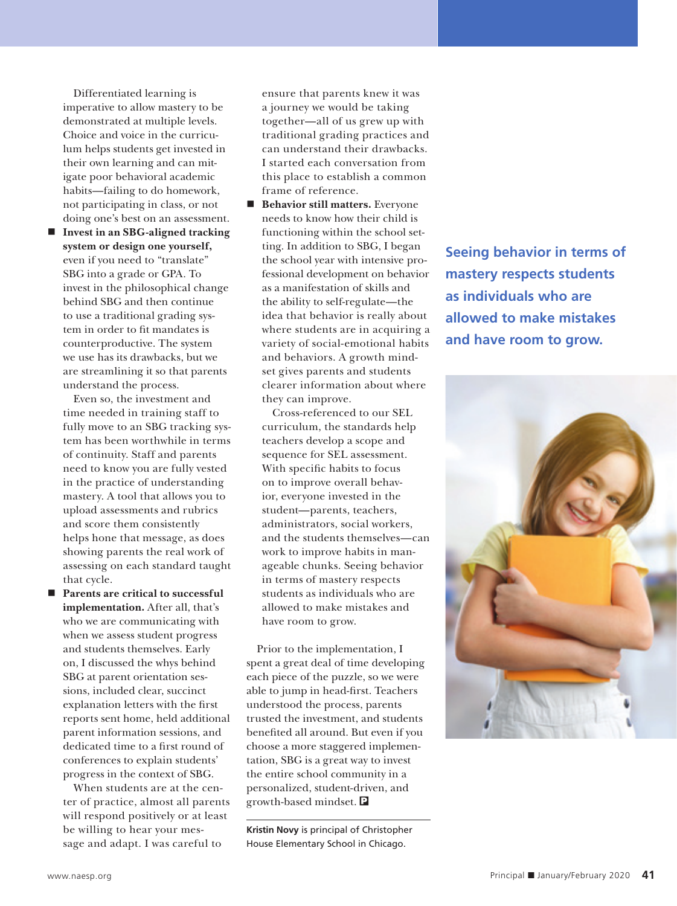Differentiated learning is imperative to allow mastery to be demonstrated at multiple levels. Choice and voice in the curriculum helps students get invested in their own learning and can mitigate poor behavioral academic habits—failing to do homework, not participating in class, or not doing one's best on an assessment.

- **Invest in an SBG-aligned tracking system or design one yourself,** even if you need to "translate" SBG into a grade or GPA. To invest in the philosophical change behind SBG and then continue to use a traditional grading system in order to fit mandates is counterproductive. The system we use has its drawbacks, but we are streamlining it so that parents understand the process.

  Even so, the investment and time needed in training staff to fully move to an SBG tracking system has been worthwhile in terms of continuity. Staff and parents need to know you are fully vested in the practice of understanding mastery. A tool that allows you to upload assessments and rubrics and score them consistently helps hone that message, as does showing parents the real work of assessing on each standard taught that cycle.

- **Parents are critical to successful implementation.** After all, that's who we are communicating with when we assess student progress and students themselves. Early on, I discussed the whys behind SBG at parent orientation sessions, included clear, succinct explanation letters with the first reports sent home, held additional parent information sessions, and dedicated time to a first round of conferences to explain students' progress in the context of SBG.

  When students are at the center of practice, almost all parents will respond positively or at least be willing to hear your message and adapt. I was careful to ensure that parents knew it was a journey we would be taking together—all of us grew up with traditional grading practices and can understand their drawbacks. I started each conversation from this place to establish a common frame of reference.

- **Behavior still matters.** Everyone needs to know how their child is functioning within the school setting. In addition to SBG, I began the school year with intensive professional development on behavior as a manifestation of skills and the ability to self-regulate—the idea that behavior is really about where students are in acquiring a variety of social-emotional habits and behaviors. A growth mindset gives parents and students clearer information about where they can improve.

  Cross-referenced to our SEL curriculum, the standards help teachers develop a scope and sequence for SEL assessment. With specific habits to focus on to improve overall behavior, everyone invested in the student—parents, teachers, administrators, social workers, and the students themselves—can work to improve habits in manageable chunks. Seeing behavior in terms of mastery respects students as individuals who are allowed to make mistakes and have room to grow.

Prior to the implementation, I spent a great deal of time developing each piece of the puzzle, so we were able to jump in head-first. Teachers understood the process, parents trusted the investment, and students benefited all around. But even if you choose a more staggered implementation, SBG is a great way to invest the entire school community in a personalized, student-driven, and growth-based mindset.

**Kristin Novy** is principal of Christopher House Elementary School in Chicago.

**Seeing behavior in terms of mastery respects students as individuals who are allowed to make mistakes and have room to grow.**